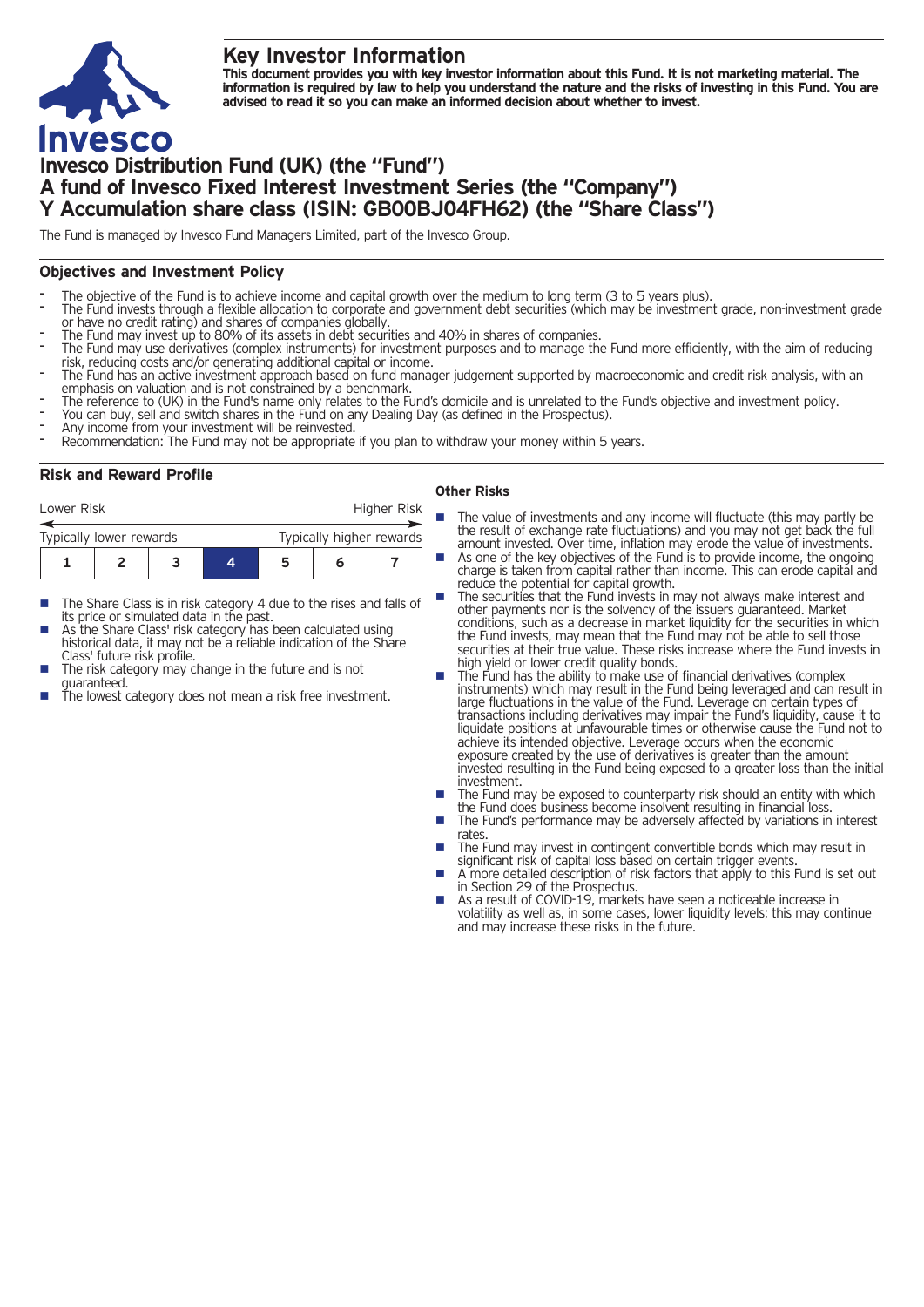# Key Investor Information

**This document provides you with key investor information about this Fund. It is not marketing material. The information is required by law to help you understand the nature and the risks of investing in this Fund. You are advised to read it so you can make an informed decision about whether to invest.**

# Invesco Distribution Fund (UK) (the "Fund")
# A fund of Invesco Fixed Interest Investment Series (the "Company")
# Y Accumulation share class (ISIN: GB00BJ04FH62) (the "Share Class")

The Fund is managed by Invesco Fund Managers Limited, part of the Invesco Group.

## Objectives and Investment Policy

- The objective of the Fund is to achieve income and capital growth over the medium to long term (3 to 5 years plus).
- The Fund invests through a flexible allocation to corporate and government debt securities (which may be investment grade, non-investment grade or have no credit rating) and shares of companies globally.
- The Fund may invest up to 80% of its assets in debt securities and 40% in shares of companies.
- The Fund may use derivatives (complex instruments) for investment purposes and to manage the Fund more efficiently, with the aim of reducing risk, reducing costs and/or generating additional capital or income.
- The Fund has an active investment approach based on fund manager judgement supported by macroeconomic and credit risk analysis, with an emphasis on valuation and is not constrained by a benchmark.
- The reference to (UK) in the Fund's name only relates to the Fund's domicile and is unrelated to the Fund's objective and investment policy.
- You can buy, sell and switch shares in the Fund on any Dealing Day (as defined in the Prospectus).
- Any income from your investment will be reinvested.
- Recommendation: The Fund may not be appropriate if you plan to withdraw your money within 5 years.

## Risk and Reward Profile

| Lower Risk | | | | | | Higher Risk |
|---|---|---|---|---|---|---|
| Typically lower rewards | | | | | | Typically higher rewards |
| 1 | 2 | 3 | **4** | 5 | 6 | 7 |

- The Share Class is in risk category 4 due to the rises and falls of its price or simulated data in the past.
- As the Share Class' risk category has been calculated using historical data, it may not be a reliable indication of the Share Class' future risk profile.
- The risk category may change in the future and is not guaranteed.
- The lowest category does not mean a risk free investment.

### Other Risks

- The value of investments and any income will fluctuate (this may partly be the result of exchange rate fluctuations) and you may not get back the full amount invested. Over time, inflation may erode the value of investments.
- As one of the key objectives of the Fund is to provide income, the ongoing charge is taken from capital rather than income. This can erode capital and reduce the potential for capital growth.
- The securities that the Fund invests in may not always make interest and other payments nor is the solvency of the issuers guaranteed. Market conditions, such as a decrease in market liquidity for the securities in which the Fund invests, may mean that the Fund may not be able to sell those securities at their true value. These risks increase where the Fund invests in high yield or lower credit quality bonds.
- The Fund has the ability to make use of financial derivatives (complex instruments) which may result in the Fund being leveraged and can result in large fluctuations in the value of the Fund. Leverage on certain types of transactions including derivatives may impair the Fund's liquidity, cause it to liquidate positions at unfavourable times or otherwise cause the Fund not to achieve its intended objective. Leverage occurs when the economic exposure created by the use of derivatives is greater than the amount invested resulting in the Fund being exposed to a greater loss than the initial investment.
- The Fund may be exposed to counterparty risk should an entity with which the Fund does business become insolvent resulting in financial loss.
- The Fund's performance may be adversely affected by variations in interest rates.
- The Fund may invest in contingent convertible bonds which may result in significant risk of capital loss based on certain trigger events.
- A more detailed description of risk factors that apply to this Fund is set out in Section 29 of the Prospectus.
- As a result of COVID-19, markets have seen a noticeable increase in volatility as well as, in some cases, lower liquidity levels; this may continue and may increase these risks in the future.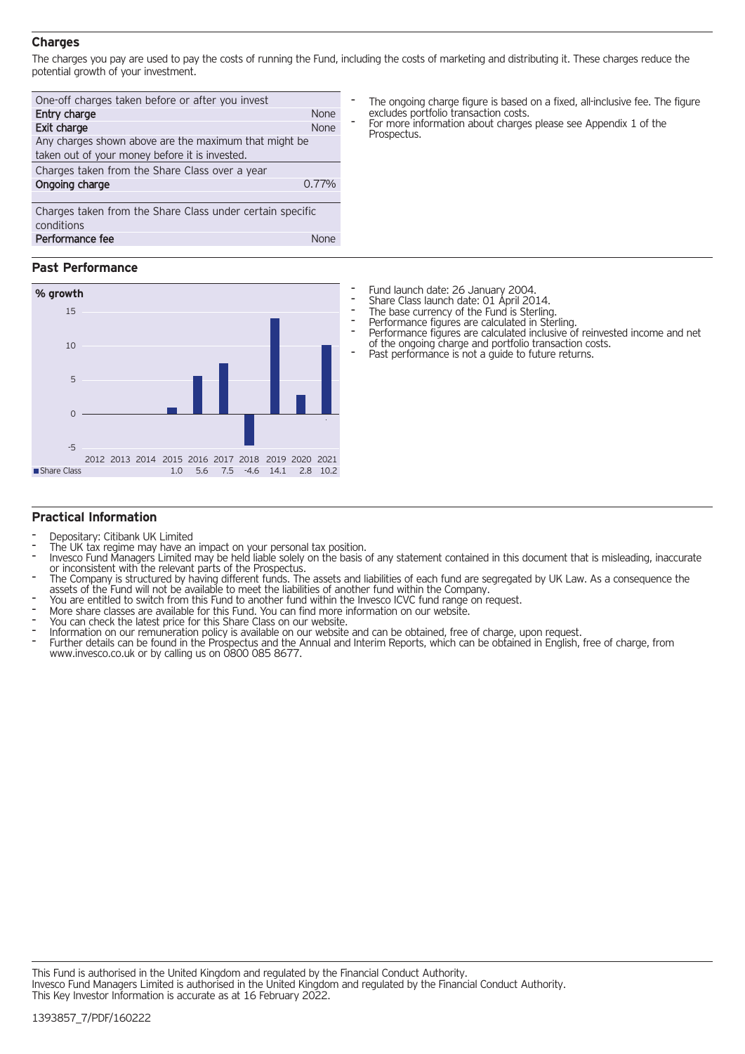## Charges

The charges you pay are used to pay the costs of running the Fund, including the costs of marketing and distributing it. These charges reduce the potential growth of your investment.

| | |
|---|---|
| One-off charges taken before or after you invest | |
| **Entry charge** | None |
| **Exit charge** | None |
| Any charges shown above are the maximum that might be taken out of your money before it is invested. | |
| Charges taken from the Share Class over a year | |
| **Ongoing charge** | 0.77% |
| Charges taken from the Share Class under certain specific conditions | |
| **Performance fee** | None |

- The ongoing charge figure is based on a fixed, all-inclusive fee. The figure excludes portfolio transaction costs.
- For more information about charges please see Appendix 1 of the Prospectus.

## Past Performance

% growth

15
10
5
0
-5

2012 2013 2014 2015 2016 2017 2018 2019 2020 2021

Share Class 1.0 5.6 7.5 -4.6 14.1 2.8 10.2

- Fund launch date: 26 January 2004.
- Share Class launch date: 01 April 2014.
- The base currency of the Fund is Sterling.
- Performance figures are calculated in Sterling.
- Performance figures are calculated inclusive of reinvested income and net of the ongoing charge and portfolio transaction costs.
- Past performance is not a guide to future returns.

## Practical Information

- Depositary: Citibank UK Limited
- The UK tax regime may have an impact on your personal tax position.
- Invesco Fund Managers Limited may be held liable solely on the basis of any statement contained in this document that is misleading, inaccurate or inconsistent with the relevant parts of the Prospectus.
- The Company is structured by having different funds. The assets and liabilities of each fund are segregated by UK Law. As a consequence the assets of the Fund will not be available to meet the liabilities of another fund within the Company.
- You are entitled to switch from this Fund to another fund within the Invesco ICVC fund range on request.
- More share classes are available for this Fund. You can find more information on our website.
- You can check the latest price for this Share Class on our website.
- Information on our remuneration policy is available on our website and can be obtained, free of charge, upon request.
- Further details can be found in the Prospectus and the Annual and Interim Reports, which can be obtained in English, free of charge, from www.invesco.co.uk or by calling us on 0800 085 8677.

This Fund is authorised in the United Kingdom and regulated by the Financial Conduct Authority.
Invesco Fund Managers Limited is authorised in the United Kingdom and regulated by the Financial Conduct Authority.
This Key Investor Information is accurate as at 16 February 2022.

1393857_7/PDF/160222